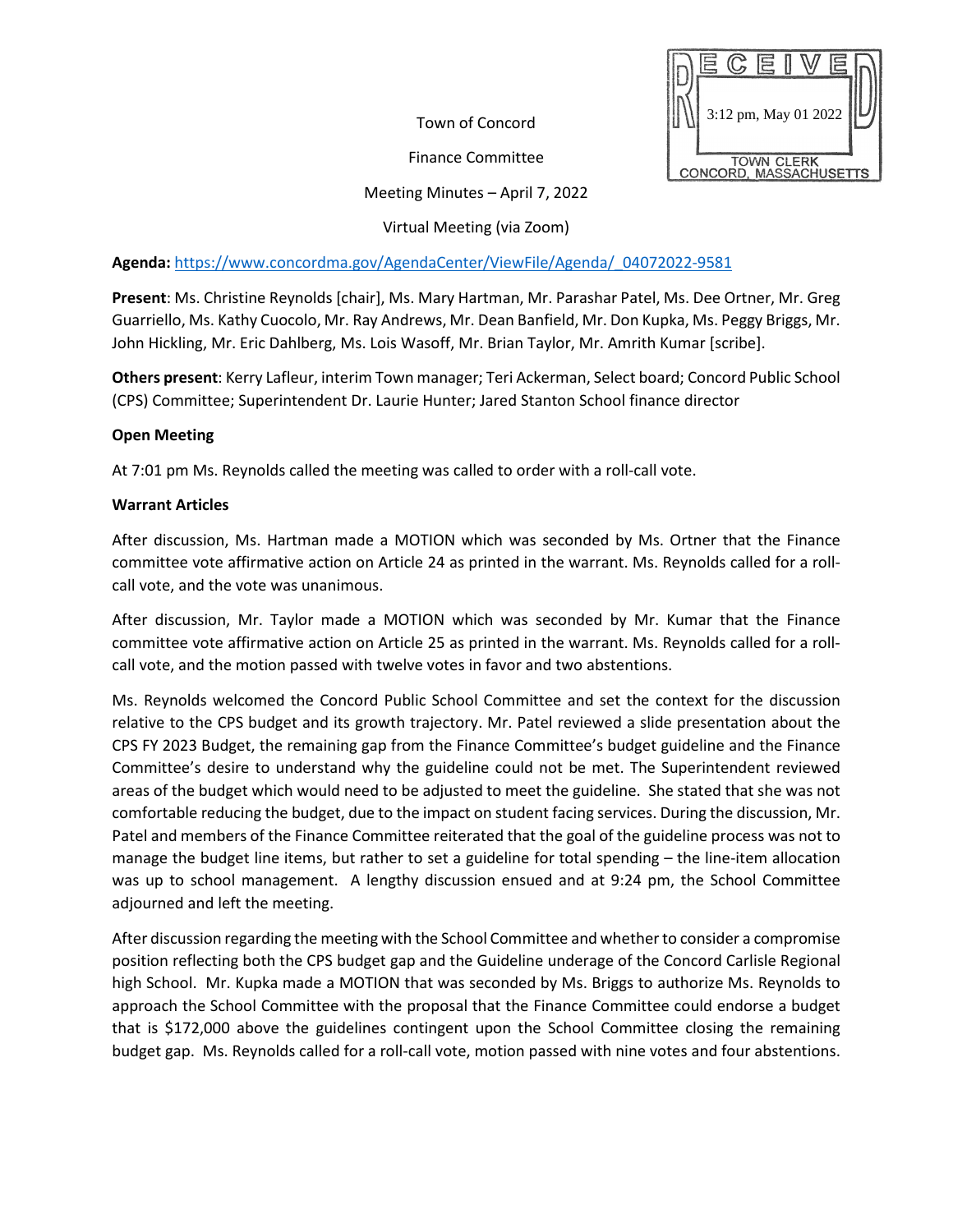RECEIVED
3:12 pm, May 01 2022
TOWN CLERK
CONCORD, MASSACHUSETTS

Town of Concord

Finance Committee

Meeting Minutes – April 7, 2022

Virtual Meeting (via Zoom)

**Agenda:** https://www.concordma.gov/AgendaCenter/ViewFile/Agenda/_04072022-9581

**Present**: Ms. Christine Reynolds [chair], Ms. Mary Hartman, Mr. Parashar Patel, Ms. Dee Ortner, Mr. Greg Guarriello, Ms. Kathy Cuocolo, Mr. Ray Andrews, Mr. Dean Banfield, Mr. Don Kupka, Ms. Peggy Briggs, Mr. John Hickling, Mr. Eric Dahlberg, Ms. Lois Wasoff, Mr. Brian Taylor, Mr. Amrith Kumar [scribe].

**Others present**: Kerry Lafleur, interim Town manager; Teri Ackerman, Select board; Concord Public School (CPS) Committee; Superintendent Dr. Laurie Hunter; Jared Stanton School finance director

**Open Meeting**

At 7:01 pm Ms. Reynolds called the meeting was called to order with a roll-call vote.

**Warrant Articles**

After discussion, Ms. Hartman made a MOTION which was seconded by Ms. Ortner that the Finance committee vote affirmative action on Article 24 as printed in the warrant. Ms. Reynolds called for a roll-call vote, and the vote was unanimous.

After discussion, Mr. Taylor made a MOTION which was seconded by Mr. Kumar that the Finance committee vote affirmative action on Article 25 as printed in the warrant. Ms. Reynolds called for a roll-call vote, and the motion passed with twelve votes in favor and two abstentions.

Ms. Reynolds welcomed the Concord Public School Committee and set the context for the discussion relative to the CPS budget and its growth trajectory. Mr. Patel reviewed a slide presentation about the CPS FY 2023 Budget, the remaining gap from the Finance Committee's budget guideline and the Finance Committee's desire to understand why the guideline could not be met. The Superintendent reviewed areas of the budget which would need to be adjusted to meet the guideline. She stated that she was not comfortable reducing the budget, due to the impact on student facing services. During the discussion, Mr. Patel and members of the Finance Committee reiterated that the goal of the guideline process was not to manage the budget line items, but rather to set a guideline for total spending – the line-item allocation was up to school management. A lengthy discussion ensued and at 9:24 pm, the School Committee adjourned and left the meeting.

After discussion regarding the meeting with the School Committee and whether to consider a compromise position reflecting both the CPS budget gap and the Guideline underage of the Concord Carlisle Regional high School. Mr. Kupka made a MOTION that was seconded by Ms. Briggs to authorize Ms. Reynolds to approach the School Committee with the proposal that the Finance Committee could endorse a budget that is $172,000 above the guidelines contingent upon the School Committee closing the remaining budget gap. Ms. Reynolds called for a roll-call vote, motion passed with nine votes and four abstentions.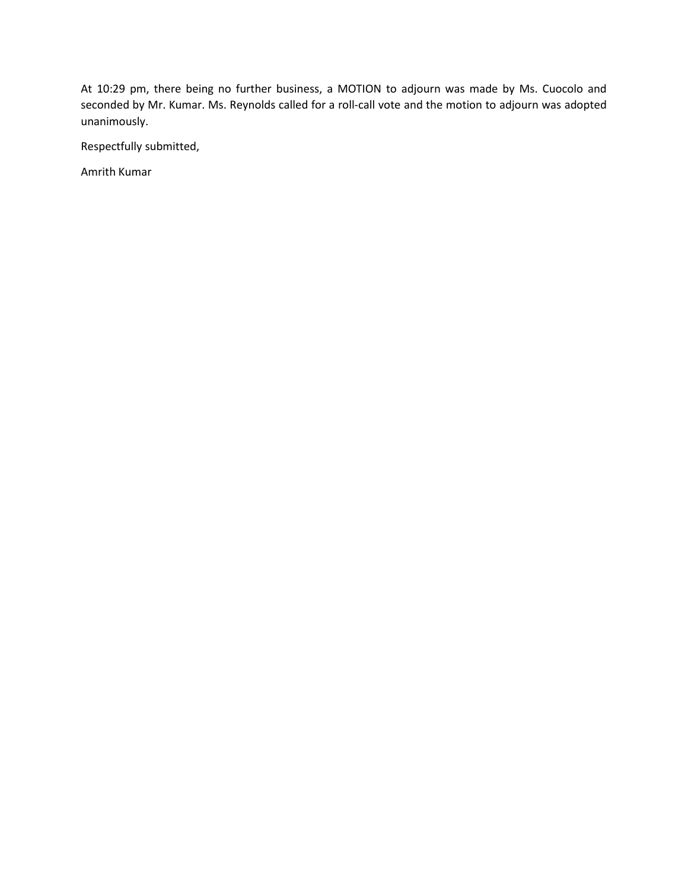At 10:29 pm, there being no further business, a MOTION to adjourn was made by Ms. Cuocolo and seconded by Mr. Kumar. Ms. Reynolds called for a roll-call vote and the motion to adjourn was adopted unanimously.

Respectfully submitted,

Amrith Kumar